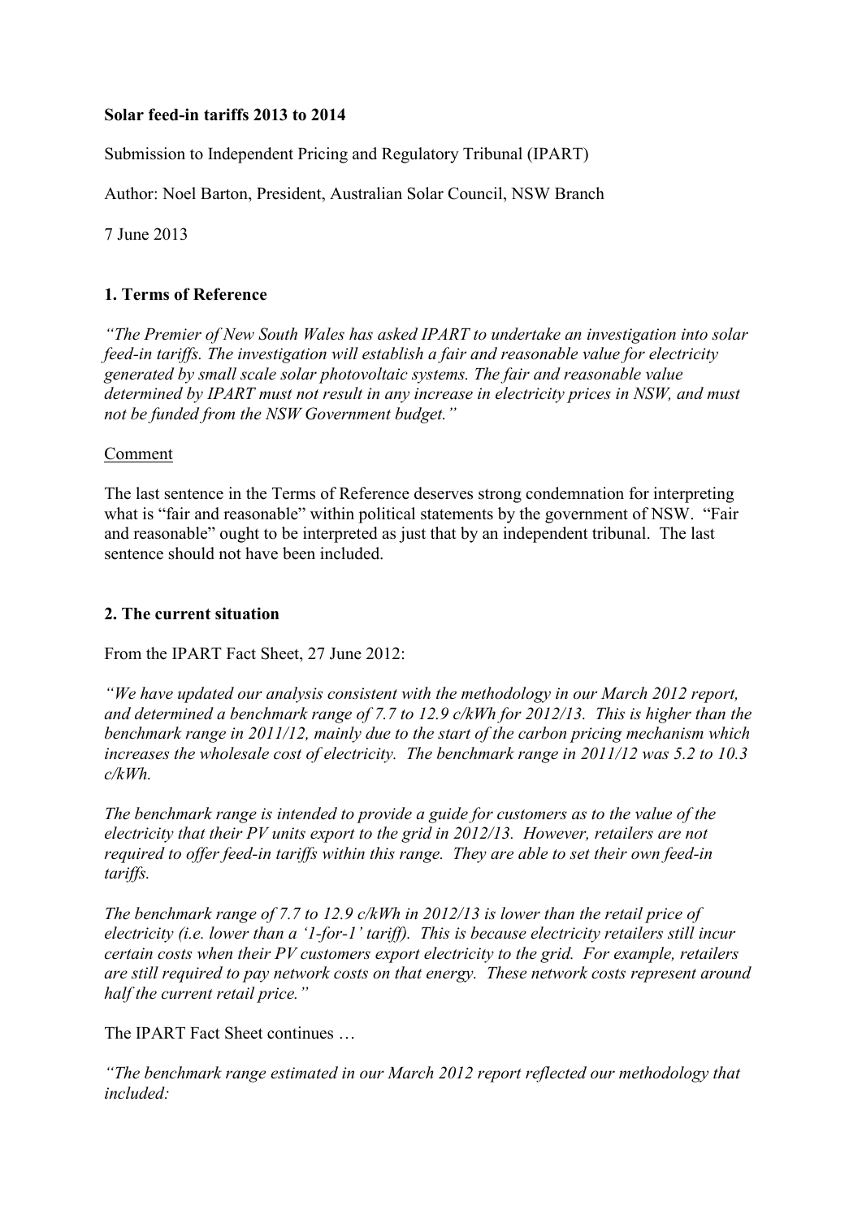**Solar feed-in tariffs 2013 to 2014**

Submission to Independent Pricing and Regulatory Tribunal (IPART)

Author: Noel Barton, President, Australian Solar Council, NSW Branch

7 June 2013

## 1. Terms of Reference

*"The Premier of New South Wales has asked IPART to undertake an investigation into solar feed-in tariffs. The investigation will establish a fair and reasonable value for electricity generated by small scale solar photovoltaic systems. The fair and reasonable value determined by IPART must not result in any increase in electricity prices in NSW, and must not be funded from the NSW Government budget."*

<u>Comment</u>

The last sentence in the Terms of Reference deserves strong condemnation for interpreting what is "fair and reasonable" within political statements by the government of NSW. "Fair and reasonable" ought to be interpreted as just that by an independent tribunal. The last sentence should not have been included.

## 2. The current situation

From the IPART Fact Sheet, 27 June 2012:

*"We have updated our analysis consistent with the methodology in our March 2012 report, and determined a benchmark range of 7.7 to 12.9 c/kWh for 2012/13. This is higher than the benchmark range in 2011/12, mainly due to the start of the carbon pricing mechanism which increases the wholesale cost of electricity. The benchmark range in 2011/12 was 5.2 to 10.3 c/kWh.*

*The benchmark range is intended to provide a guide for customers as to the value of the electricity that their PV units export to the grid in 2012/13. However, retailers are not required to offer feed-in tariffs within this range. They are able to set their own feed-in tariffs.*

*The benchmark range of 7.7 to 12.9 c/kWh in 2012/13 is lower than the retail price of electricity (i.e. lower than a '1-for-1' tariff). This is because electricity retailers still incur certain costs when their PV customers export electricity to the grid. For example, retailers are still required to pay network costs on that energy. These network costs represent around half the current retail price."*

The IPART Fact Sheet continues …

*"The benchmark range estimated in our March 2012 report reflected our methodology that included:*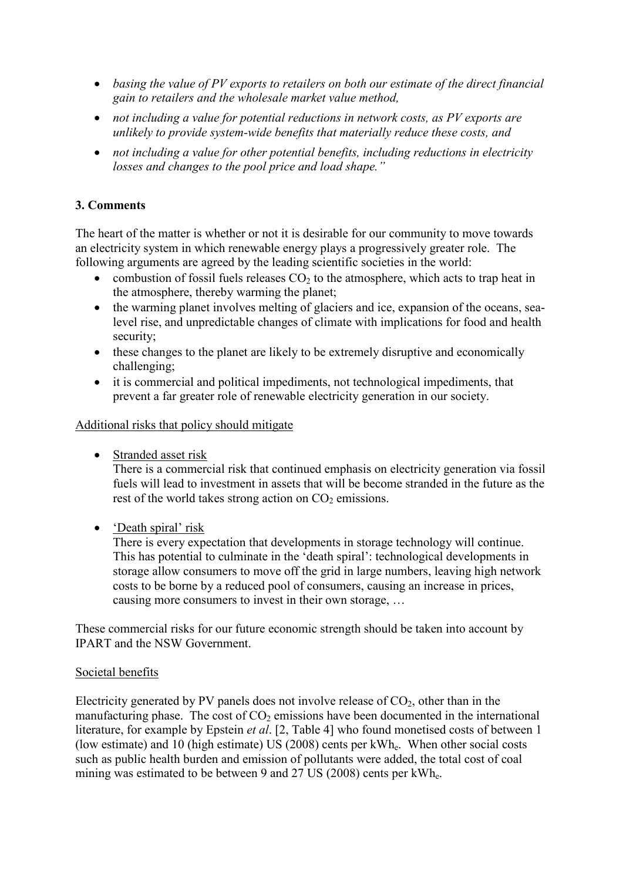- *basing the value of PV exports to retailers on both our estimate of the direct financial gain to retailers and the wholesale market value method,*
- *not including a value for potential reductions in network costs, as PV exports are unlikely to provide system-wide benefits that materially reduce these costs, and*
- *not including a value for other potential benefits, including reductions in electricity losses and changes to the pool price and load shape."*

## 3. Comments

The heart of the matter is whether or not it is desirable for our community to move towards an electricity system in which renewable energy plays a progressively greater role. The following arguments are agreed by the leading scientific societies in the world:

- combustion of fossil fuels releases $CO_2$ to the atmosphere, which acts to trap heat in the atmosphere, thereby warming the planet;
- the warming planet involves melting of glaciers and ice, expansion of the oceans, sea-level rise, and unpredictable changes of climate with implications for food and health security;
- these changes to the planet are likely to be extremely disruptive and economically challenging;
- it is commercial and political impediments, not technological impediments, that prevent a far greater role of renewable electricity generation in our society.

Additional risks that policy should mitigate

- Stranded asset risk
  There is a commercial risk that continued emphasis on electricity generation via fossil fuels will lead to investment in assets that will be become stranded in the future as the rest of the world takes strong action on $CO_2$ emissions.

- 'Death spiral' risk
  There is every expectation that developments in storage technology will continue. This has potential to culminate in the 'death spiral': technological developments in storage allow consumers to move off the grid in large numbers, leaving high network costs to be borne by a reduced pool of consumers, causing an increase in prices, causing more consumers to invest in their own storage, …

These commercial risks for our future economic strength should be taken into account by IPART and the NSW Government.

Societal benefits

Electricity generated by PV panels does not involve release of $CO_2$, other than in the manufacturing phase. The cost of $CO_2$ emissions have been documented in the international literature, for example by Epstein *et al*. [2, Table 4] who found monetised costs of between 1 (low estimate) and 10 (high estimate) US (2008) cents per $kWh_e$. When other social costs such as public health burden and emission of pollutants were added, the total cost of coal mining was estimated to be between 9 and 27 US (2008) cents per $kWh_e$.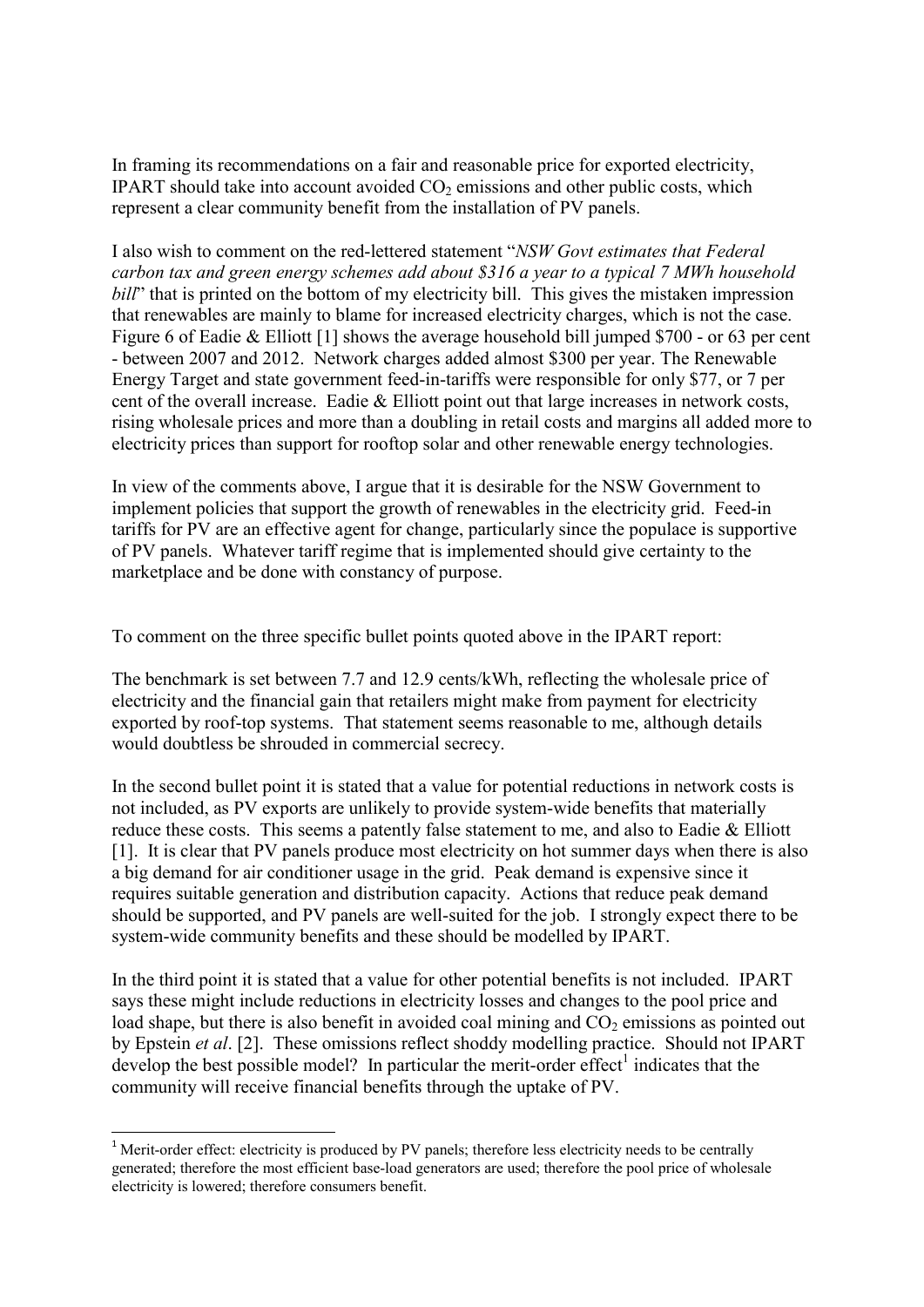In framing its recommendations on a fair and reasonable price for exported electricity, IPART should take into account avoided $CO_2$ emissions and other public costs, which represent a clear community benefit from the installation of PV panels.

I also wish to comment on the red-lettered statement "*NSW Govt estimates that Federal carbon tax and green energy schemes add about $316 a year to a typical 7 MWh household bill*" that is printed on the bottom of my electricity bill. This gives the mistaken impression that renewables are mainly to blame for increased electricity charges, which is not the case. Figure 6 of Eadie & Elliott [1] shows the average household bill jumped $700 - or 63 per cent - between 2007 and 2012. Network charges added almost $300 per year. The Renewable Energy Target and state government feed-in-tariffs were responsible for only $77, or 7 per cent of the overall increase. Eadie & Elliott point out that large increases in network costs, rising wholesale prices and more than a doubling in retail costs and margins all added more to electricity prices than support for rooftop solar and other renewable energy technologies.

In view of the comments above, I argue that it is desirable for the NSW Government to implement policies that support the growth of renewables in the electricity grid. Feed-in tariffs for PV are an effective agent for change, particularly since the populace is supportive of PV panels. Whatever tariff regime that is implemented should give certainty to the marketplace and be done with constancy of purpose.

To comment on the three specific bullet points quoted above in the IPART report:

The benchmark is set between 7.7 and 12.9 cents/kWh, reflecting the wholesale price of electricity and the financial gain that retailers might make from payment for electricity exported by roof-top systems. That statement seems reasonable to me, although details would doubtless be shrouded in commercial secrecy.

In the second bullet point it is stated that a value for potential reductions in network costs is not included, as PV exports are unlikely to provide system-wide benefits that materially reduce these costs. This seems a patently false statement to me, and also to Eadie & Elliott [1]. It is clear that PV panels produce most electricity on hot summer days when there is also a big demand for air conditioner usage in the grid. Peak demand is expensive since it requires suitable generation and distribution capacity. Actions that reduce peak demand should be supported, and PV panels are well-suited for the job. I strongly expect there to be system-wide community benefits and these should be modelled by IPART.

In the third point it is stated that a value for other potential benefits is not included. IPART says these might include reductions in electricity losses and changes to the pool price and load shape, but there is also benefit in avoided coal mining and $CO_2$ emissions as pointed out by Epstein *et al*. [2]. These omissions reflect shoddy modelling practice. Should not IPART develop the best possible model? In particular the merit-order effect[1] indicates that the community will receive financial benefits through the uptake of PV.

---

[1] Merit-order effect: electricity is produced by PV panels; therefore less electricity needs to be centrally generated; therefore the most efficient base-load generators are used; therefore the pool price of wholesale electricity is lowered; therefore consumers benefit.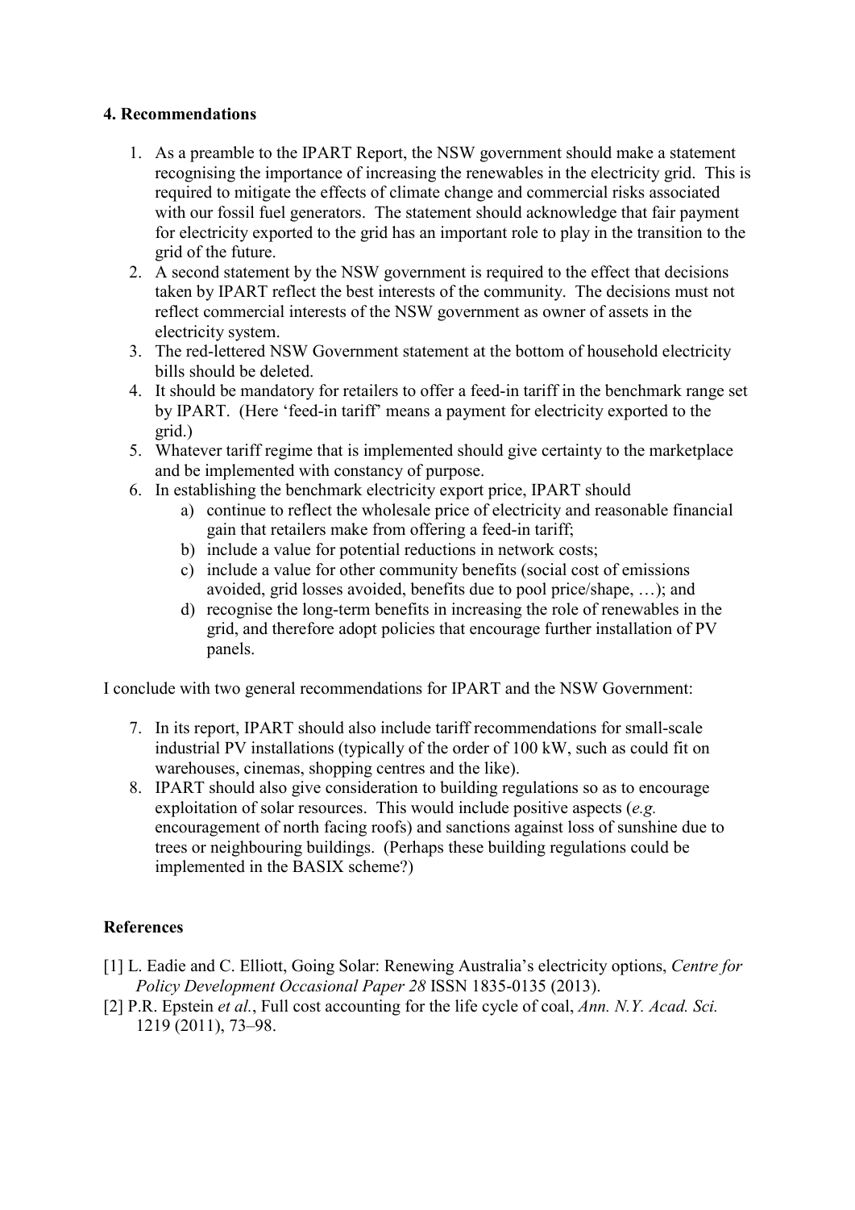## 4. Recommendations

1. As a preamble to the IPART Report, the NSW government should make a statement recognising the importance of increasing the renewables in the electricity grid. This is required to mitigate the effects of climate change and commercial risks associated with our fossil fuel generators. The statement should acknowledge that fair payment for electricity exported to the grid has an important role to play in the transition to the grid of the future.
2. A second statement by the NSW government is required to the effect that decisions taken by IPART reflect the best interests of the community. The decisions must not reflect commercial interests of the NSW government as owner of assets in the electricity system.
3. The red-lettered NSW Government statement at the bottom of household electricity bills should be deleted.
4. It should be mandatory for retailers to offer a feed-in tariff in the benchmark range set by IPART. (Here 'feed-in tariff' means a payment for electricity exported to the grid.)
5. Whatever tariff regime that is implemented should give certainty to the marketplace and be implemented with constancy of purpose.
6. In establishing the benchmark electricity export price, IPART should
   a) continue to reflect the wholesale price of electricity and reasonable financial gain that retailers make from offering a feed-in tariff;
   b) include a value for potential reductions in network costs;
   c) include a value for other community benefits (social cost of emissions avoided, grid losses avoided, benefits due to pool price/shape, …); and
   d) recognise the long-term benefits in increasing the role of renewables in the grid, and therefore adopt policies that encourage further installation of PV panels.

I conclude with two general recommendations for IPART and the NSW Government:

7. In its report, IPART should also include tariff recommendations for small-scale industrial PV installations (typically of the order of 100 kW, such as could fit on warehouses, cinemas, shopping centres and the like).
8. IPART should also give consideration to building regulations so as to encourage exploitation of solar resources. This would include positive aspects (*e.g.* encouragement of north facing roofs) and sanctions against loss of sunshine due to trees or neighbouring buildings. (Perhaps these building regulations could be implemented in the BASIX scheme?)

## References

[1] L. Eadie and C. Elliott, Going Solar: Renewing Australia's electricity options, *Centre for Policy Development Occasional Paper 28* ISSN 1835-0135 (2013).

[2] P.R. Epstein *et al.*, Full cost accounting for the life cycle of coal, *Ann. N.Y. Acad. Sci.* 1219 (2011), 73–98.